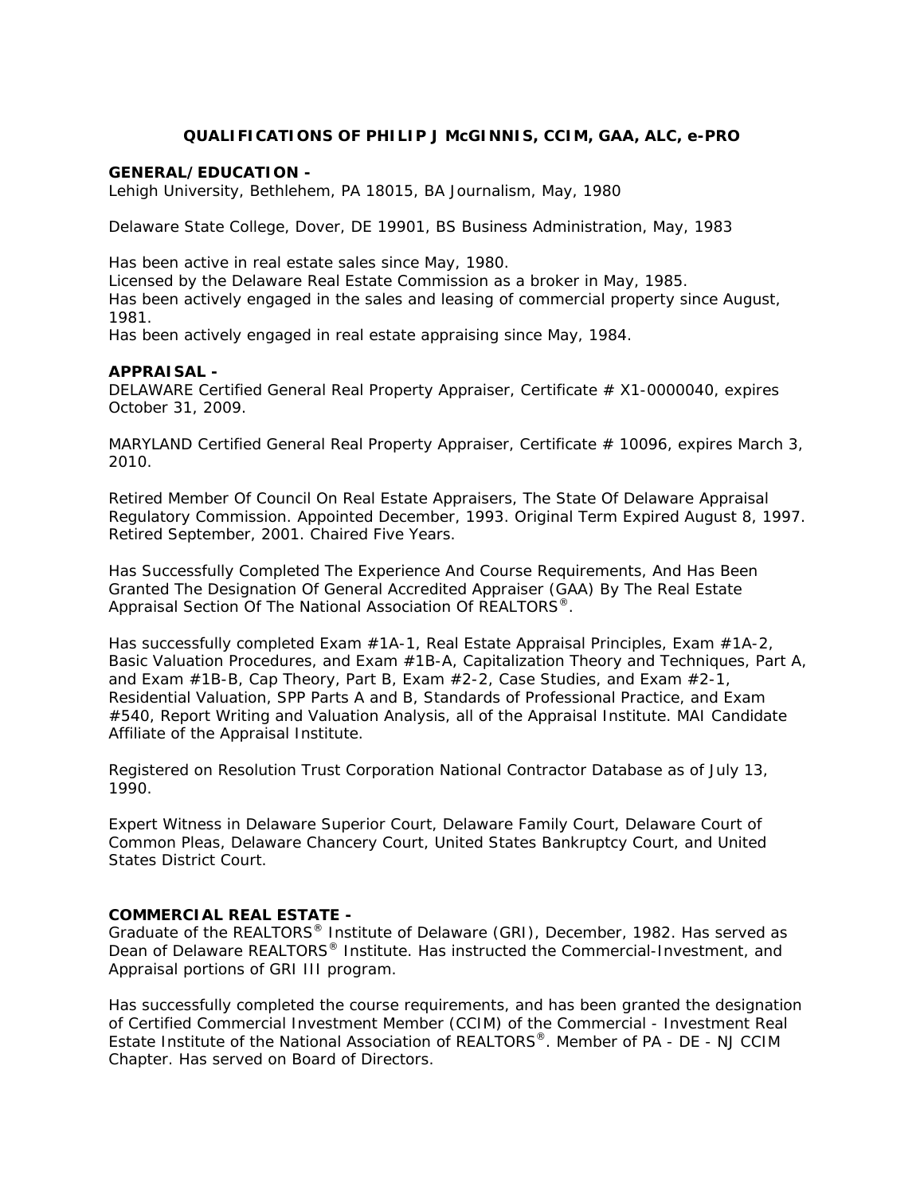# QUALIFICATIONS OF PHILIP J McGINNIS, CCIM, GAA, ALC, e-PRO

**GENERAL/EDUCATION -**

Lehigh University, Bethlehem, PA 18015, BA Journalism, May, 1980

Delaware State College, Dover, DE 19901, BS Business Administration, May, 1983

Has been active in real estate sales since May, 1980.
Licensed by the Delaware Real Estate Commission as a broker in May, 1985.
Has been actively engaged in the sales and leasing of commercial property since August, 1981.
Has been actively engaged in real estate appraising since May, 1984.

**APPRAISAL -**

DELAWARE Certified General Real Property Appraiser, Certificate # X1-0000040, expires October 31, 2009.

MARYLAND Certified General Real Property Appraiser, Certificate # 10096, expires March 3, 2010.

Retired Member Of Council On Real Estate Appraisers, The State Of Delaware Appraisal Regulatory Commission. Appointed December, 1993. Original Term Expired August 8, 1997. Retired September, 2001. Chaired Five Years.

Has Successfully Completed The Experience And Course Requirements, And Has Been Granted The Designation Of General Accredited Appraiser (GAA) By The Real Estate Appraisal Section Of The National Association Of REALTORS®.

Has successfully completed Exam #1A-1, Real Estate Appraisal Principles, Exam #1A-2, Basic Valuation Procedures, and Exam #1B-A, Capitalization Theory and Techniques, Part A, and Exam #1B-B, Cap Theory, Part B, Exam #2-2, Case Studies, and Exam #2-1, Residential Valuation, SPP Parts A and B, Standards of Professional Practice, and Exam #540, Report Writing and Valuation Analysis, all of the Appraisal Institute. MAI Candidate Affiliate of the Appraisal Institute.

Registered on Resolution Trust Corporation National Contractor Database as of July 13, 1990.

Expert Witness in Delaware Superior Court, Delaware Family Court, Delaware Court of Common Pleas, Delaware Chancery Court, United States Bankruptcy Court, and United States District Court.

**COMMERCIAL REAL ESTATE -**

Graduate of the REALTORS® Institute of Delaware (GRI), December, 1982. Has served as Dean of Delaware REALTORS® Institute. Has instructed the Commercial-Investment, and Appraisal portions of GRI III program.

Has successfully completed the course requirements, and has been granted the designation of Certified Commercial Investment Member (CCIM) of the Commercial - Investment Real Estate Institute of the National Association of REALTORS®. Member of PA - DE - NJ CCIM Chapter. Has served on Board of Directors.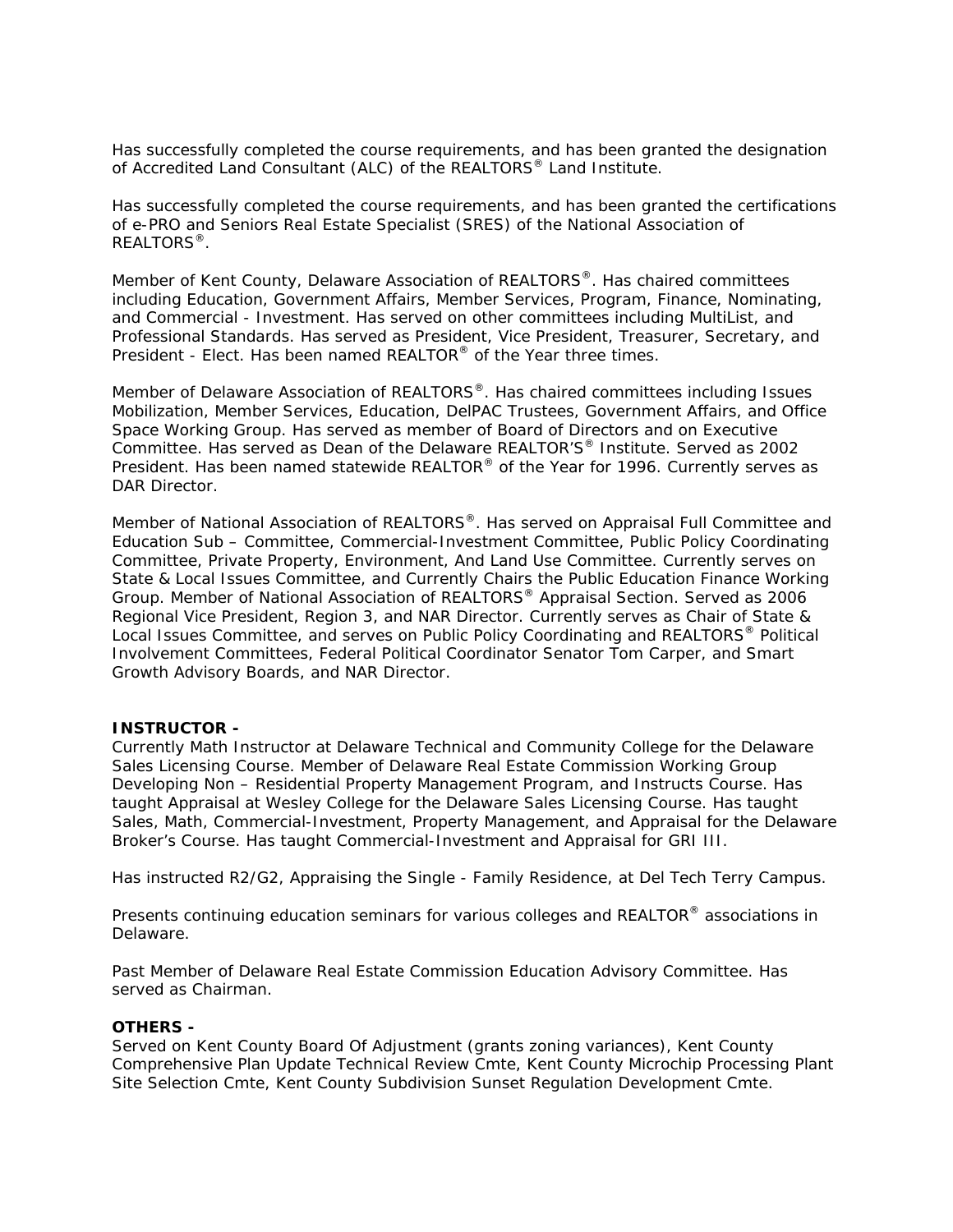Has successfully completed the course requirements, and has been granted the designation of Accredited Land Consultant (ALC) of the REALTORS® Land Institute.

Has successfully completed the course requirements, and has been granted the certifications of e-PRO and Seniors Real Estate Specialist (SRES) of the National Association of REALTORS®.

Member of Kent County, Delaware Association of REALTORS®. Has chaired committees including Education, Government Affairs, Member Services, Program, Finance, Nominating, and Commercial - Investment. Has served on other committees including MultiList, and Professional Standards. Has served as President, Vice President, Treasurer, Secretary, and President - Elect. Has been named REALTOR® of the Year three times.

Member of Delaware Association of REALTORS®. Has chaired committees including Issues Mobilization, Member Services, Education, DelPAC Trustees, Government Affairs, and Office Space Working Group. Has served as member of Board of Directors and on Executive Committee. Has served as Dean of the Delaware REALTOR'S® Institute. Served as 2002 President. Has been named statewide REALTOR® of the Year for 1996. Currently serves as DAR Director.

Member of National Association of REALTORS®. Has served on Appraisal Full Committee and Education Sub – Committee, Commercial-Investment Committee, Public Policy Coordinating Committee, Private Property, Environment, And Land Use Committee. Currently serves on State & Local Issues Committee, and Currently Chairs the Public Education Finance Working Group. Member of National Association of REALTORS® Appraisal Section. Served as 2006 Regional Vice President, Region 3, and NAR Director. Currently serves as Chair of State & Local Issues Committee, and serves on Public Policy Coordinating and REALTORS® Political Involvement Committees, Federal Political Coordinator Senator Tom Carper, and Smart Growth Advisory Boards, and NAR Director.

**INSTRUCTOR -**
Currently Math Instructor at Delaware Technical and Community College for the Delaware Sales Licensing Course. Member of Delaware Real Estate Commission Working Group Developing Non – Residential Property Management Program, and Instructs Course. Has taught Appraisal at Wesley College for the Delaware Sales Licensing Course. Has taught Sales, Math, Commercial-Investment, Property Management, and Appraisal for the Delaware Broker's Course. Has taught Commercial-Investment and Appraisal for GRI III.

Has instructed R2/G2, Appraising the Single - Family Residence, at Del Tech Terry Campus.

Presents continuing education seminars for various colleges and REALTOR® associations in Delaware.

Past Member of Delaware Real Estate Commission Education Advisory Committee. Has served as Chairman.

**OTHERS -**
Served on Kent County Board Of Adjustment (grants zoning variances), Kent County Comprehensive Plan Update Technical Review Cmte, Kent County Microchip Processing Plant Site Selection Cmte, Kent County Subdivision Sunset Regulation Development Cmte.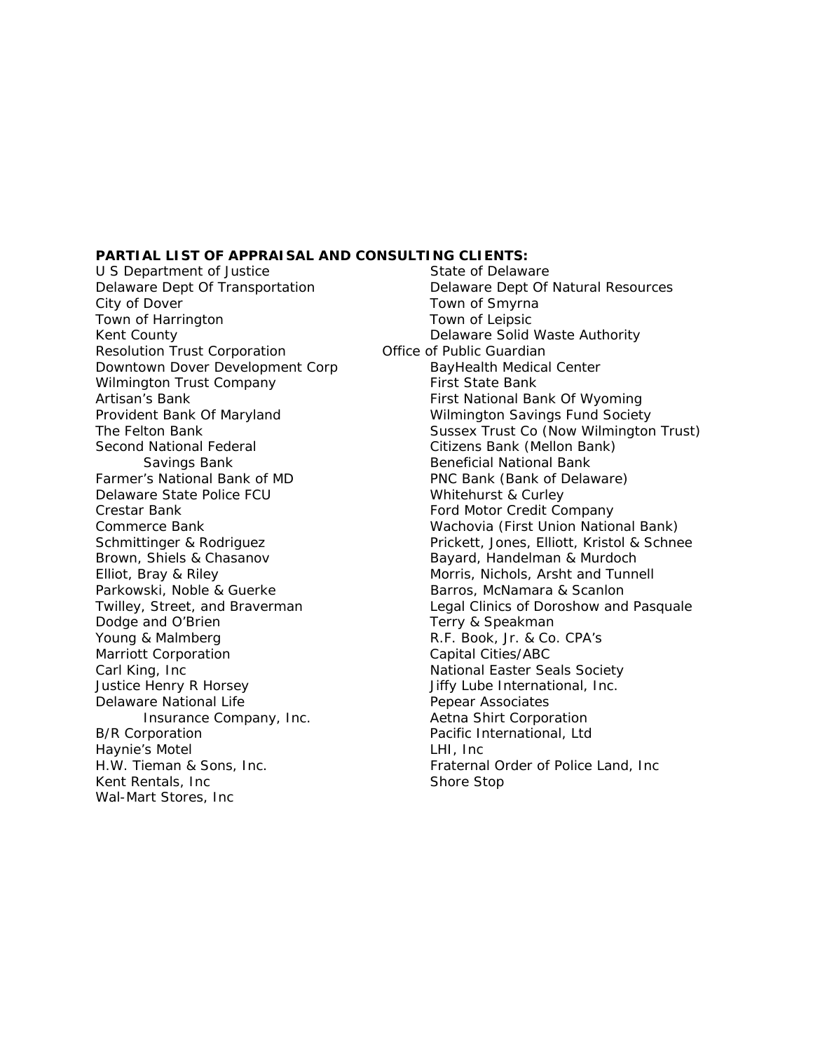**PARTIAL LIST OF APPRAISAL AND CONSULTING CLIENTS:**

U S Department of Justice
Delaware Dept Of Transportation
City of Dover
Town of Harrington
Kent County
Resolution Trust Corporation
Downtown Dover Development Corp
Wilmington Trust Company
Artisan's Bank
Provident Bank Of Maryland
The Felton Bank
Second National Federal Savings Bank
Farmer's National Bank of MD
Delaware State Police FCU
Crestar Bank
Commerce Bank
Schmittinger & Rodriguez
Brown, Shiels & Chasanov
Elliot, Bray & Riley
Parkowski, Noble & Guerke
Twilley, Street, and Braverman
Dodge and O'Brien
Young & Malmberg
Marriott Corporation
Carl King, Inc
Justice Henry R Horsey
Delaware National Life Insurance Company, Inc.
B/R Corporation
Haynie's Motel
H.W. Tieman & Sons, Inc.
Kent Rentals, Inc
Wal-Mart Stores, Inc

State of Delaware
Delaware Dept Of Natural Resources
Town of Smyrna
Town of Leipsic
Delaware Solid Waste Authority
Office of Public Guardian
BayHealth Medical Center
First State Bank
First National Bank Of Wyoming
Wilmington Savings Fund Society
Sussex Trust Co (Now Wilmington Trust)
Citizens Bank (Mellon Bank)
Beneficial National Bank
PNC Bank (Bank of Delaware)
Whitehurst & Curley
Ford Motor Credit Company
Wachovia (First Union National Bank)
Prickett, Jones, Elliott, Kristol & Schnee
Bayard, Handelman & Murdoch
Morris, Nichols, Arsht and Tunnell
Barros, McNamara & Scanlon
Legal Clinics of Doroshow and Pasquale
Terry & Speakman
R.F. Book, Jr. & Co. CPA's
Capital Cities/ABC
National Easter Seals Society
Jiffy Lube International, Inc.
Pepear Associates
Aetna Shirt Corporation
Pacific International, Ltd
LHI, Inc
Fraternal Order of Police Land, Inc
Shore Stop